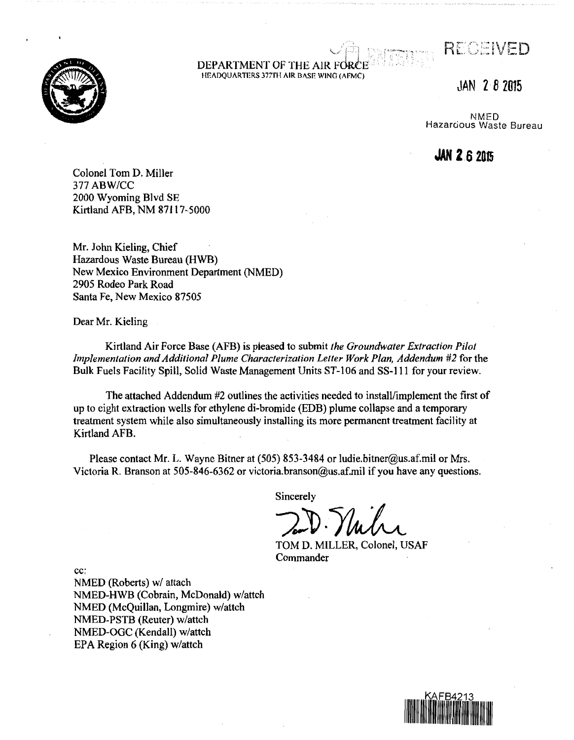DEPARTMENT OF THE AIR FORCE
HEADQUARTERS 377TH AIR BASE WING (AFMC)

RECEIVED

JAN 28 2015

NMED
Hazardous Waste Bureau

JAN 26 2015

Colonel Tom D. Miller
377 ABW/CC
2000 Wyoming Blvd SE
Kirtland AFB, NM 87117-5000

Mr. John Kieling, Chief
Hazardous Waste Bureau (HWB)
New Mexico Environment Department (NMED)
2905 Rodeo Park Road
Santa Fe, New Mexico 87505

Dear Mr. Kieling

Kirtland Air Force Base (AFB) is pleased to submit *the Groundwater Extraction Pilot Implementation and Additional Plume Characterization Letter Work Plan, Addendum #2* for the Bulk Fuels Facility Spill, Solid Waste Management Units ST-106 and SS-111 for your review.

The attached Addendum #2 outlines the activities needed to install/implement the first of up to eight extraction wells for ethylene di-bromide (EDB) plume collapse and a temporary treatment system while also simultaneously installing its more permanent treatment facility at Kirtland AFB.

Please contact Mr. L. Wayne Bitner at (505) 853-3484 or ludie.bitner@us.af.mil or Mrs. Victoria R. Branson at 505-846-6362 or victoria.branson@us.af.mil if you have any questions.

Sincerely

TOM D. MILLER, Colonel, USAF
Commander

cc:
NMED (Roberts) w/ attach
NMED-HWB (Cobrain, McDonald) w/attch
NMED (McQuillan, Longmire) w/attch
NMED-PSTB (Reuter) w/attch
NMED-OGC (Kendall) w/attch
EPA Region 6 (King) w/attch

KAFB4213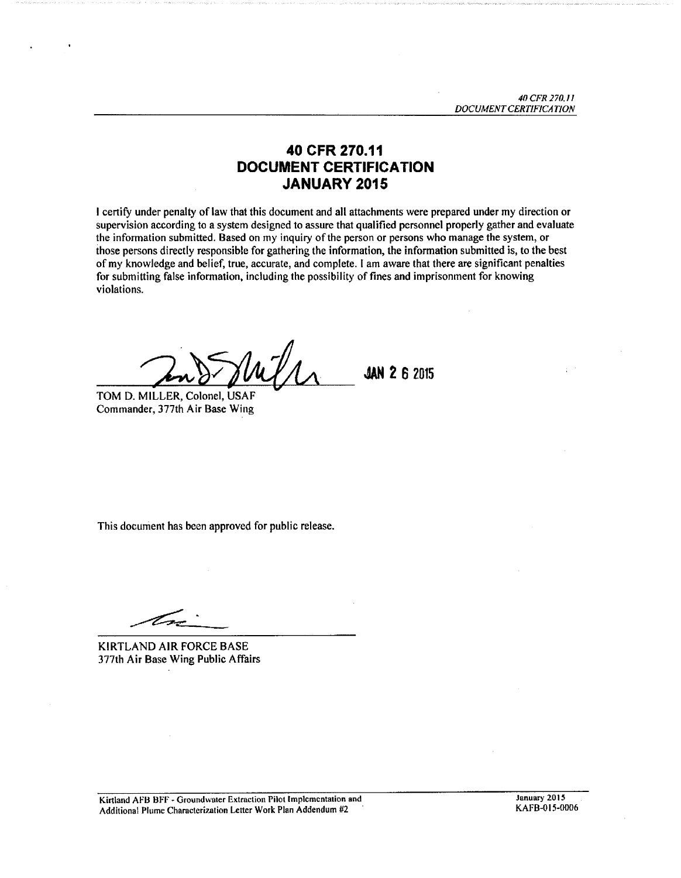# 40 CFR 270.11 DOCUMENT CERTIFICATION JANUARY 2015

I certify under penalty of law that this document and all attachments were prepared under my direction or supervision according to a system designed to assure that qualified personnel properly gather and evaluate the information submitted. Based on my inquiry of the person or persons who manage the system, or those persons directly responsible for gathering the information, the information submitted is, to the best of my knowledge and belief, true, accurate, and complete. I am aware that there are significant penalties for submitting false information, including the possibility of fines and imprisonment for knowing violations.

JAN 26 2015

TOM D. MILLER, Colonel, USAF
Commander, 377th Air Base Wing

This document has been approved for public release.

KIRTLAND AIR FORCE BASE
377th Air Base Wing Public Affairs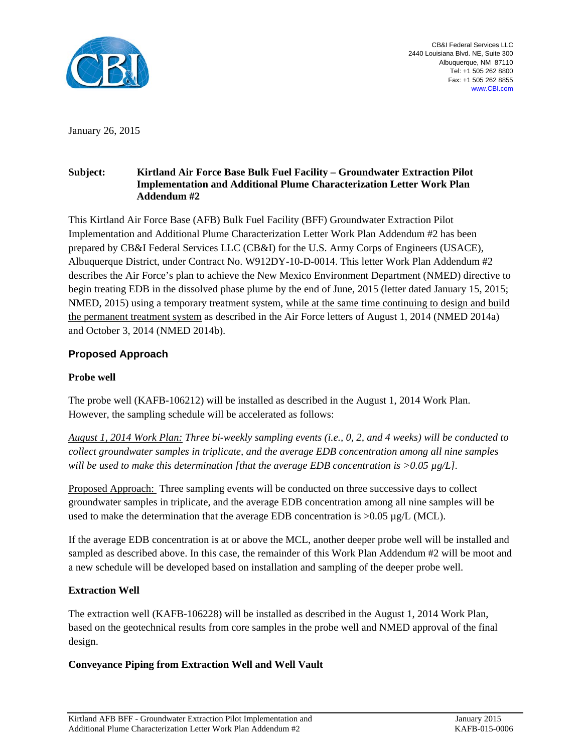CB&I Federal Services LLC
2440 Louisiana Blvd. NE, Suite 300
Albuquerque, NM 87110
Tel: +1 505 262 8800
Fax: +1 505 262 8855
www.CBI.com

January 26, 2015

**Subject: Kirtland Air Force Base Bulk Fuel Facility – Groundwater Extraction Pilot Implementation and Additional Plume Characterization Letter Work Plan Addendum #2**

This Kirtland Air Force Base (AFB) Bulk Fuel Facility (BFF) Groundwater Extraction Pilot Implementation and Additional Plume Characterization Letter Work Plan Addendum #2 has been prepared by CB&I Federal Services LLC (CB&I) for the U.S. Army Corps of Engineers (USACE), Albuquerque District, under Contract No. W912DY-10-D-0014. This letter Work Plan Addendum #2 describes the Air Force's plan to achieve the New Mexico Environment Department (NMED) directive to begin treating EDB in the dissolved phase plume by the end of June, 2015 (letter dated January 15, 2015; NMED, 2015) using a temporary treatment system, while at the same time continuing to design and build the permanent treatment system as described in the Air Force letters of August 1, 2014 (NMED 2014a) and October 3, 2014 (NMED 2014b).

## Proposed Approach

### Probe well

The probe well (KAFB-106212) will be installed as described in the August 1, 2014 Work Plan. However, the sampling schedule will be accelerated as follows:

*August 1, 2014 Work Plan: Three bi-weekly sampling events (i.e., 0, 2, and 4 weeks) will be conducted to collect groundwater samples in triplicate, and the average EDB concentration among all nine samples will be used to make this determination [that the average EDB concentration is >0.05 µg/L].*

Proposed Approach: Three sampling events will be conducted on three successive days to collect groundwater samples in triplicate, and the average EDB concentration among all nine samples will be used to make the determination that the average EDB concentration is >0.05 µg/L (MCL).

If the average EDB concentration is at or above the MCL, another deeper probe well will be installed and sampled as described above. In this case, the remainder of this Work Plan Addendum #2 will be moot and a new schedule will be developed based on installation and sampling of the deeper probe well.

### Extraction Well

The extraction well (KAFB-106228) will be installed as described in the August 1, 2014 Work Plan, based on the geotechnical results from core samples in the probe well and NMED approval of the final design.

### Conveyance Piping from Extraction Well and Well Vault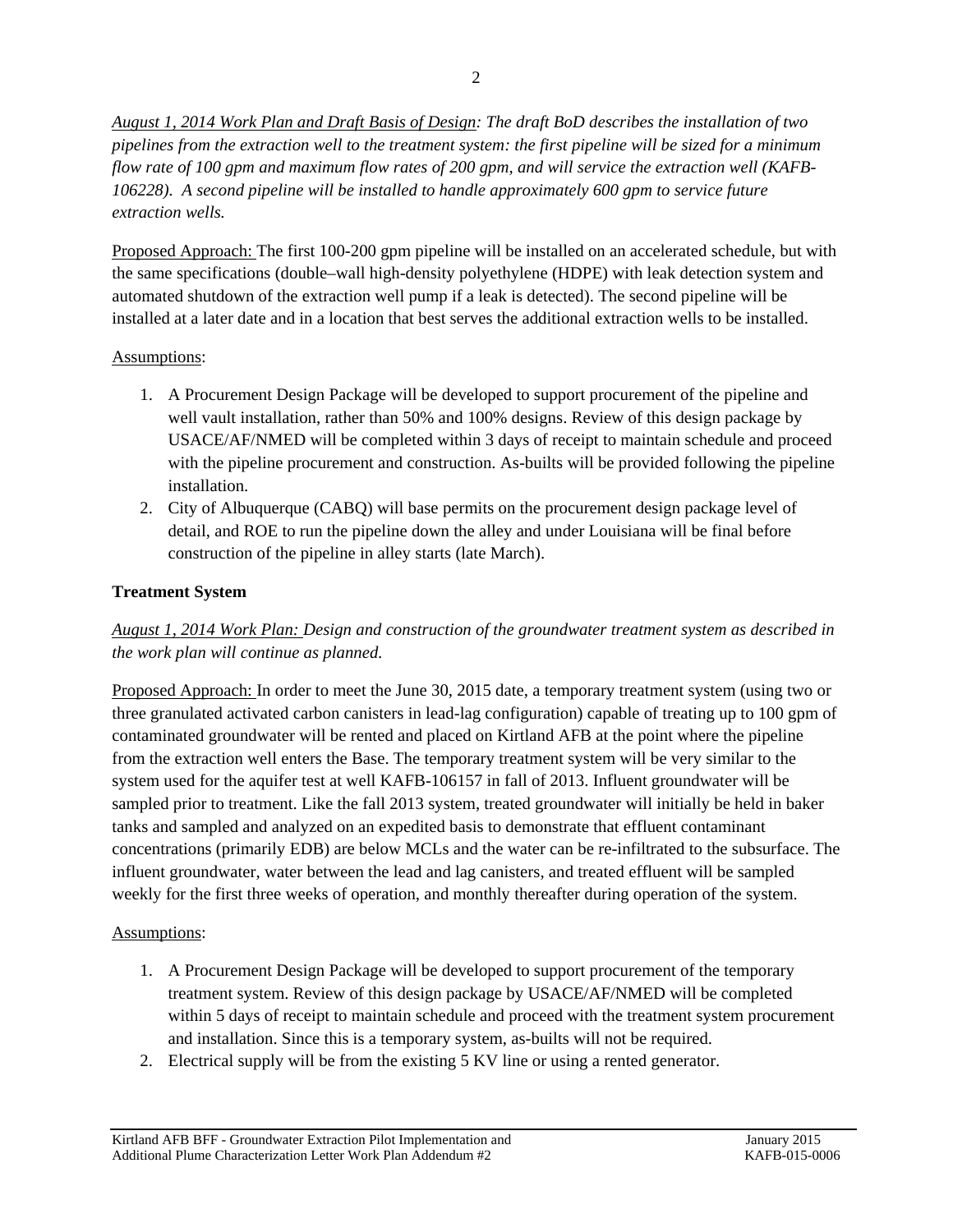*August 1, 2014 Work Plan and Draft Basis of Design: The draft BoD describes the installation of two pipelines from the extraction well to the treatment system: the first pipeline will be sized for a minimum flow rate of 100 gpm and maximum flow rates of 200 gpm, and will service the extraction well (KAFB-106228). A second pipeline will be installed to handle approximately 600 gpm to service future extraction wells.*

Proposed Approach: The first 100-200 gpm pipeline will be installed on an accelerated schedule, but with the same specifications (double–wall high-density polyethylene (HDPE) with leak detection system and automated shutdown of the extraction well pump if a leak is detected). The second pipeline will be installed at a later date and in a location that best serves the additional extraction wells to be installed.

Assumptions:

1. A Procurement Design Package will be developed to support procurement of the pipeline and well vault installation, rather than 50% and 100% designs. Review of this design package by USACE/AF/NMED will be completed within 3 days of receipt to maintain schedule and proceed with the pipeline procurement and construction. As-builts will be provided following the pipeline installation.
2. City of Albuquerque (CABQ) will base permits on the procurement design package level of detail, and ROE to run the pipeline down the alley and under Louisiana will be final before construction of the pipeline in alley starts (late March).

**Treatment System**

*August 1, 2014 Work Plan: Design and construction of the groundwater treatment system as described in the work plan will continue as planned.*

Proposed Approach: In order to meet the June 30, 2015 date, a temporary treatment system (using two or three granulated activated carbon canisters in lead-lag configuration) capable of treating up to 100 gpm of contaminated groundwater will be rented and placed on Kirtland AFB at the point where the pipeline from the extraction well enters the Base. The temporary treatment system will be very similar to the system used for the aquifer test at well KAFB-106157 in fall of 2013. Influent groundwater will be sampled prior to treatment. Like the fall 2013 system, treated groundwater will initially be held in baker tanks and sampled and analyzed on an expedited basis to demonstrate that effluent contaminant concentrations (primarily EDB) are below MCLs and the water can be re-infiltrated to the subsurface. The influent groundwater, water between the lead and lag canisters, and treated effluent will be sampled weekly for the first three weeks of operation, and monthly thereafter during operation of the system.

Assumptions:

1. A Procurement Design Package will be developed to support procurement of the temporary treatment system. Review of this design package by USACE/AF/NMED will be completed within 5 days of receipt to maintain schedule and proceed with the treatment system procurement and installation. Since this is a temporary system, as-builts will not be required.
2. Electrical supply will be from the existing 5 KV line or using a rented generator.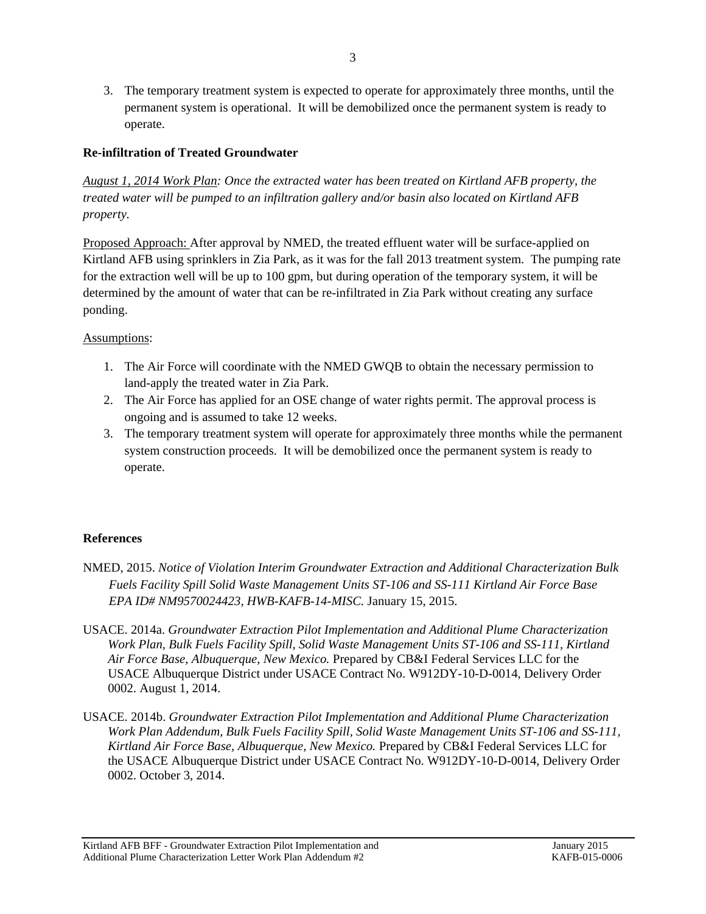3. The temporary treatment system is expected to operate for approximately three months, until the permanent system is operational. It will be demobilized once the permanent system is ready to operate.

**Re-infiltration of Treated Groundwater**

*August 1, 2014 Work Plan: Once the extracted water has been treated on Kirtland AFB property, the treated water will be pumped to an infiltration gallery and/or basin also located on Kirtland AFB property.*

Proposed Approach: After approval by NMED, the treated effluent water will be surface-applied on Kirtland AFB using sprinklers in Zia Park, as it was for the fall 2013 treatment system. The pumping rate for the extraction well will be up to 100 gpm, but during operation of the temporary system, it will be determined by the amount of water that can be re-infiltrated in Zia Park without creating any surface ponding.

Assumptions:

1. The Air Force will coordinate with the NMED GWQB to obtain the necessary permission to land-apply the treated water in Zia Park.
2. The Air Force has applied for an OSE change of water rights permit. The approval process is ongoing and is assumed to take 12 weeks.
3. The temporary treatment system will operate for approximately three months while the permanent system construction proceeds. It will be demobilized once the permanent system is ready to operate.

**References**

NMED, 2015. *Notice of Violation Interim Groundwater Extraction and Additional Characterization Bulk Fuels Facility Spill Solid Waste Management Units ST-106 and SS-111 Kirtland Air Force Base EPA ID# NM9570024423, HWB-KAFB-14-MISC.* January 15, 2015.

USACE. 2014a. *Groundwater Extraction Pilot Implementation and Additional Plume Characterization Work Plan, Bulk Fuels Facility Spill, Solid Waste Management Units ST-106 and SS-111, Kirtland Air Force Base, Albuquerque, New Mexico.* Prepared by CB&I Federal Services LLC for the USACE Albuquerque District under USACE Contract No. W912DY-10-D-0014, Delivery Order 0002. August 1, 2014.

USACE. 2014b. *Groundwater Extraction Pilot Implementation and Additional Plume Characterization Work Plan Addendum, Bulk Fuels Facility Spill, Solid Waste Management Units ST-106 and SS-111, Kirtland Air Force Base, Albuquerque, New Mexico.* Prepared by CB&I Federal Services LLC for the USACE Albuquerque District under USACE Contract No. W912DY-10-D-0014, Delivery Order 0002. October 3, 2014.